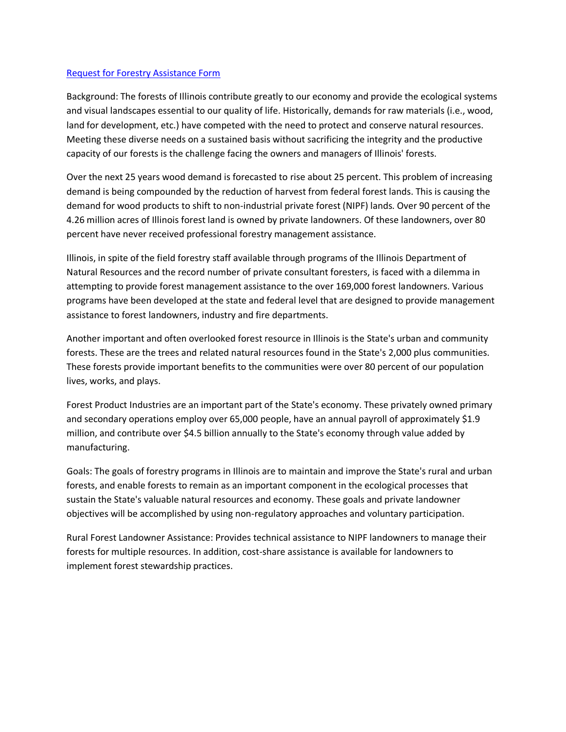[Request for Forestry Assistance Form]()

Background: The forests of Illinois contribute greatly to our economy and provide the ecological systems and visual landscapes essential to our quality of life. Historically, demands for raw materials (i.e., wood, land for development, etc.) have competed with the need to protect and conserve natural resources. Meeting these diverse needs on a sustained basis without sacrificing the integrity and the productive capacity of our forests is the challenge facing the owners and managers of Illinois' forests.

Over the next 25 years wood demand is forecasted to rise about 25 percent. This problem of increasing demand is being compounded by the reduction of harvest from federal forest lands. This is causing the demand for wood products to shift to non-industrial private forest (NIPF) lands. Over 90 percent of the 4.26 million acres of Illinois forest land is owned by private landowners. Of these landowners, over 80 percent have never received professional forestry management assistance.

Illinois, in spite of the field forestry staff available through programs of the Illinois Department of Natural Resources and the record number of private consultant foresters, is faced with a dilemma in attempting to provide forest management assistance to the over 169,000 forest landowners. Various programs have been developed at the state and federal level that are designed to provide management assistance to forest landowners, industry and fire departments.

Another important and often overlooked forest resource in Illinois is the State's urban and community forests. These are the trees and related natural resources found in the State's 2,000 plus communities. These forests provide important benefits to the communities were over 80 percent of our population lives, works, and plays.

Forest Product Industries are an important part of the State's economy. These privately owned primary and secondary operations employ over 65,000 people, have an annual payroll of approximately $1.9 million, and contribute over $4.5 billion annually to the State's economy through value added by manufacturing.

Goals: The goals of forestry programs in Illinois are to maintain and improve the State's rural and urban forests, and enable forests to remain as an important component in the ecological processes that sustain the State's valuable natural resources and economy. These goals and private landowner objectives will be accomplished by using non-regulatory approaches and voluntary participation.

Rural Forest Landowner Assistance: Provides technical assistance to NIPF landowners to manage their forests for multiple resources. In addition, cost-share assistance is available for landowners to implement forest stewardship practices.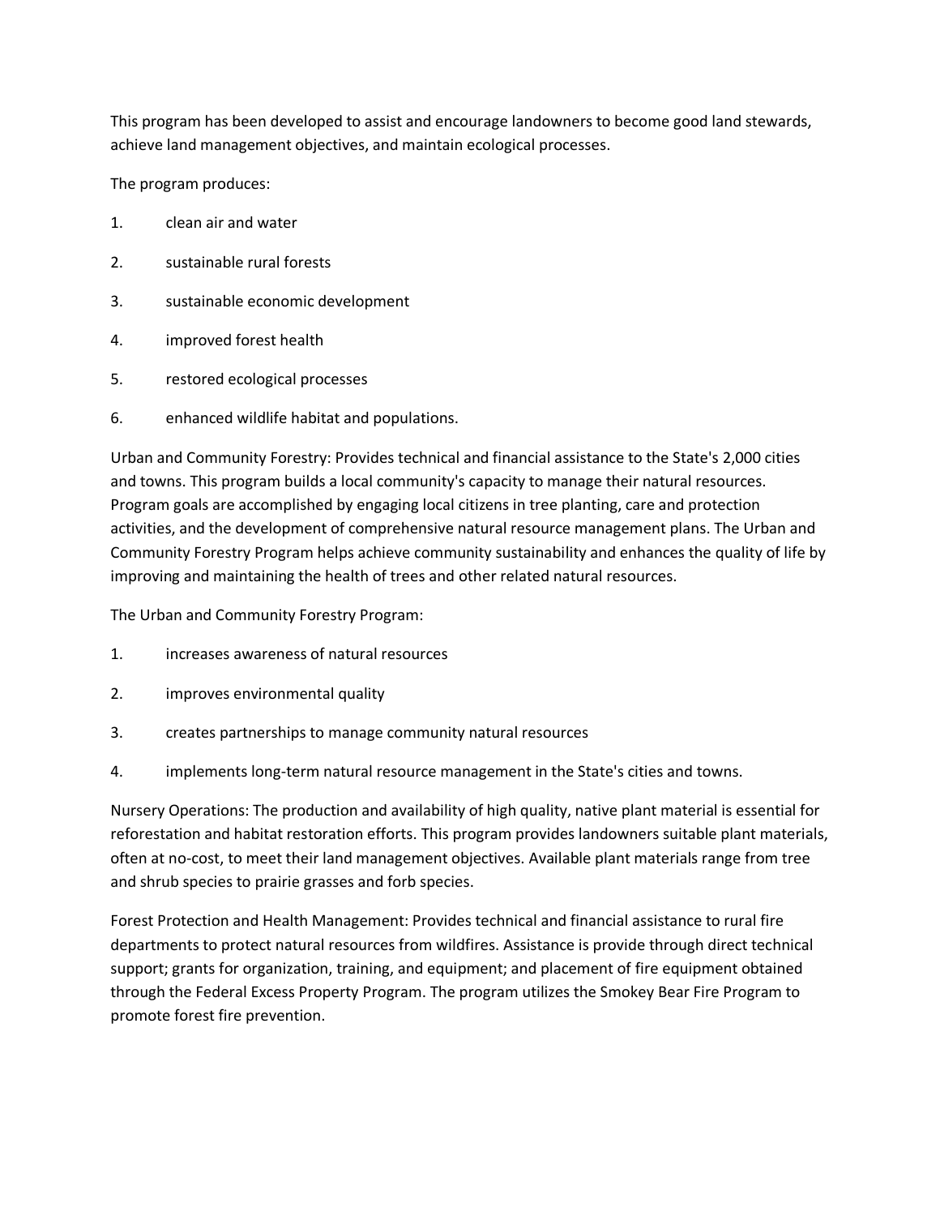This program has been developed to assist and encourage landowners to become good land stewards, achieve land management objectives, and maintain ecological processes.

The program produces:

1. clean air and water
2. sustainable rural forests
3. sustainable economic development
4. improved forest health
5. restored ecological processes
6. enhanced wildlife habitat and populations.

Urban and Community Forestry: Provides technical and financial assistance to the State's 2,000 cities and towns. This program builds a local community's capacity to manage their natural resources. Program goals are accomplished by engaging local citizens in tree planting, care and protection activities, and the development of comprehensive natural resource management plans. The Urban and Community Forestry Program helps achieve community sustainability and enhances the quality of life by improving and maintaining the health of trees and other related natural resources.

The Urban and Community Forestry Program:

1. increases awareness of natural resources
2. improves environmental quality
3. creates partnerships to manage community natural resources
4. implements long-term natural resource management in the State's cities and towns.

Nursery Operations: The production and availability of high quality, native plant material is essential for reforestation and habitat restoration efforts. This program provides landowners suitable plant materials, often at no-cost, to meet their land management objectives. Available plant materials range from tree and shrub species to prairie grasses and forb species.

Forest Protection and Health Management: Provides technical and financial assistance to rural fire departments to protect natural resources from wildfires. Assistance is provide through direct technical support; grants for organization, training, and equipment; and placement of fire equipment obtained through the Federal Excess Property Program. The program utilizes the Smokey Bear Fire Program to promote forest fire prevention.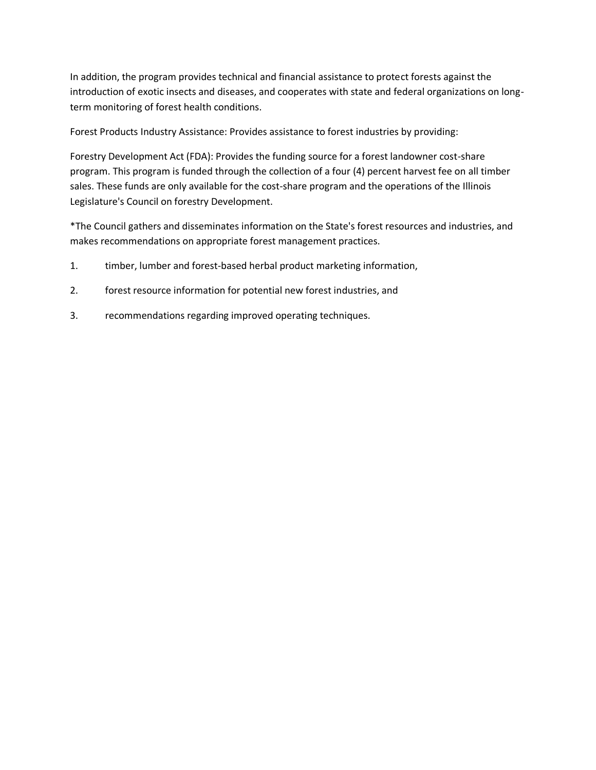In addition, the program provides technical and financial assistance to protect forests against the introduction of exotic insects and diseases, and cooperates with state and federal organizations on long-term monitoring of forest health conditions.

Forest Products Industry Assistance: Provides assistance to forest industries by providing:

Forestry Development Act (FDA): Provides the funding source for a forest landowner cost-share program. This program is funded through the collection of a four (4) percent harvest fee on all timber sales. These funds are only available for the cost-share program and the operations of the Illinois Legislature's Council on forestry Development.

*The Council gathers and disseminates information on the State's forest resources and industries, and makes recommendations on appropriate forest management practices.

1. timber, lumber and forest-based herbal product marketing information,
2. forest resource information for potential new forest industries, and
3. recommendations regarding improved operating techniques.